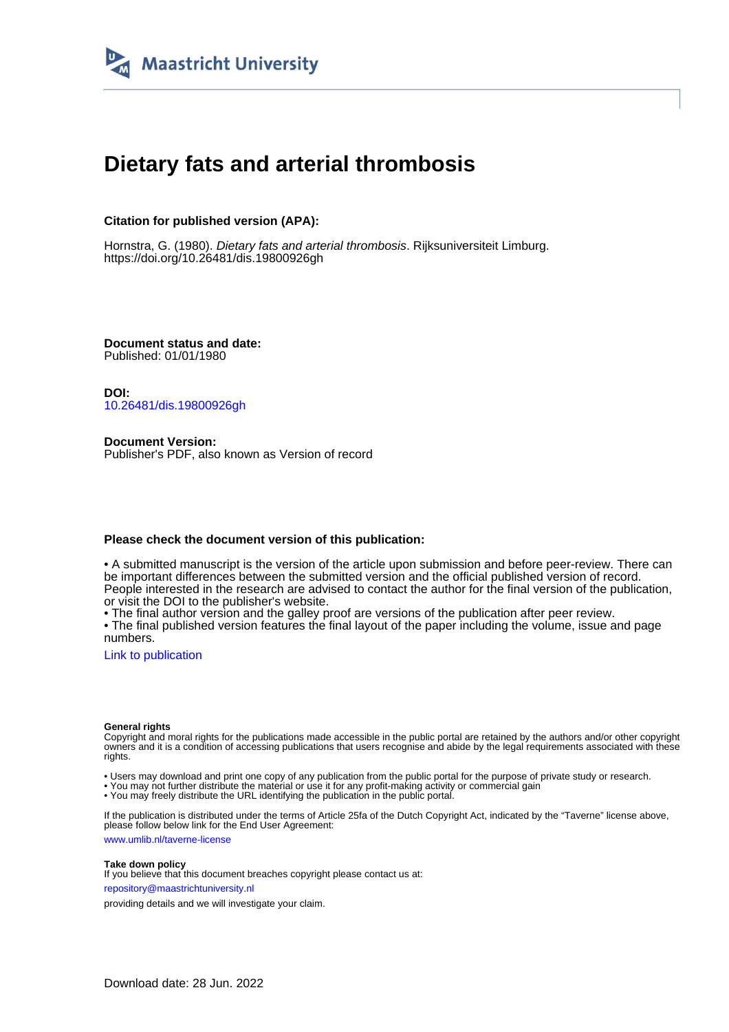Maastricht University

# Dietary fats and arterial thrombosis

**Citation for published version (APA):**

Hornstra, G. (1980). *Dietary fats and arterial thrombosis*. Rijksuniversiteit Limburg. https://doi.org/10.26481/dis.19800926gh

**Document status and date:**
Published: 01/01/1980

**DOI:**
10.26481/dis.19800926gh

**Document Version:**
Publisher's PDF, also known as Version of record

**Please check the document version of this publication:**

• A submitted manuscript is the version of the article upon submission and before peer-review. There can be important differences between the submitted version and the official published version of record. People interested in the research are advised to contact the author for the final version of the publication, or visit the DOI to the publisher's website.
• The final author version and the galley proof are versions of the publication after peer review.
• The final published version features the final layout of the paper including the volume, issue and page numbers.

Link to publication

**General rights**
Copyright and moral rights for the publications made accessible in the public portal are retained by the authors and/or other copyright owners and it is a condition of accessing publications that users recognise and abide by the legal requirements associated with these rights.

• Users may download and print one copy of any publication from the public portal for the purpose of private study or research.
• You may not further distribute the material or use it for any profit-making activity or commercial gain
• You may freely distribute the URL identifying the publication in the public portal.

If the publication is distributed under the terms of Article 25fa of the Dutch Copyright Act, indicated by the "Taverne" license above, please follow below link for the End User Agreement:

www.umlib.nl/taverne-license

**Take down policy**
If you believe that this document breaches copyright please contact us at:

repository@maastrichtuniversity.nl

providing details and we will investigate your claim.

Download date: 28 Jun. 2022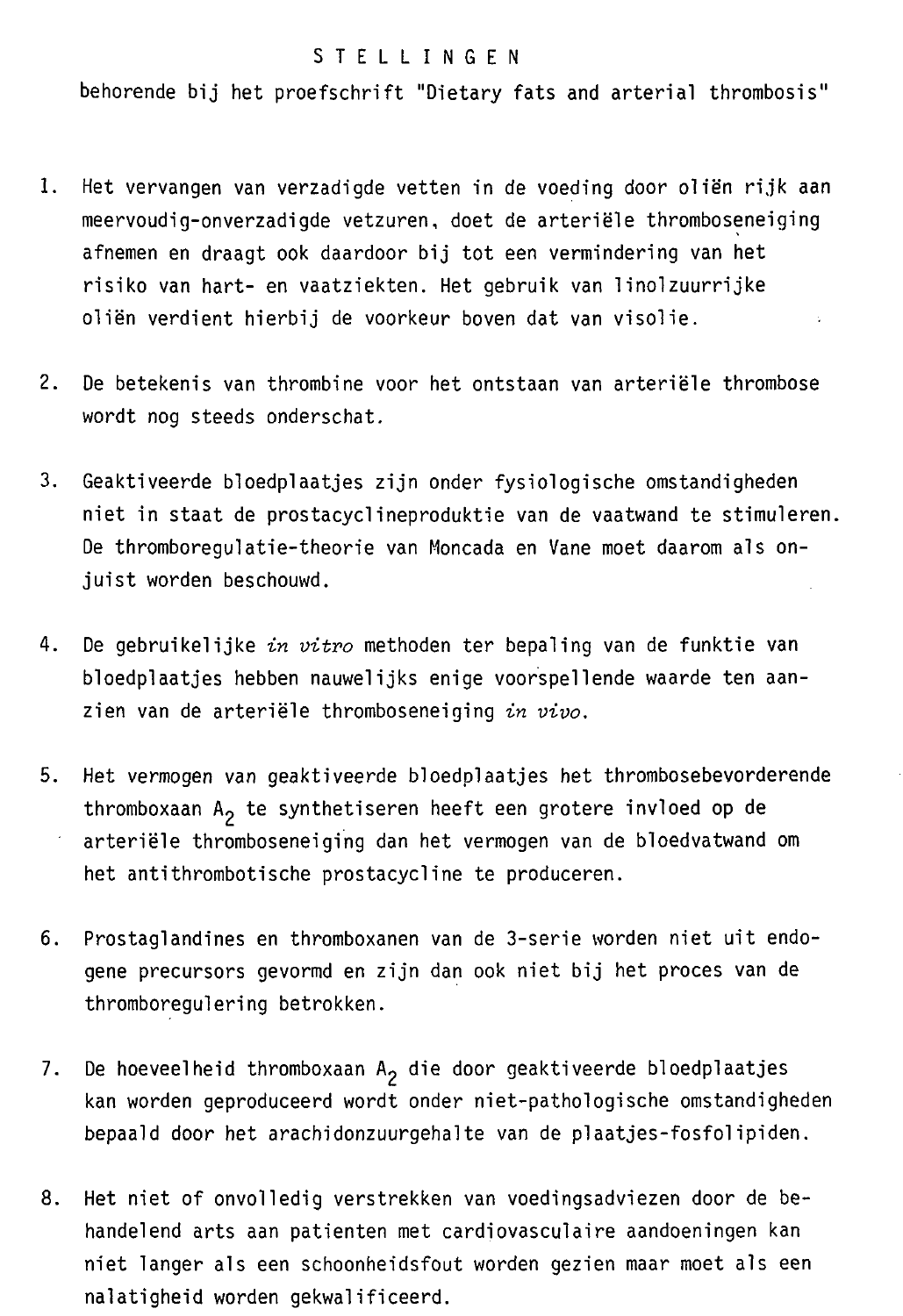# STELLINGEN

behorende bij het proefschrift "Dietary fats and arterial thrombosis"

1. Het vervangen van verzadigde vetten in de voeding door oliën rijk aan meervoudig-onverzadigde vetzuren, doet de arteriële thromboseneiging afnemen en draagt ook daardoor bij tot een vermindering van het risiko van hart- en vaatziekten. Het gebruik van linolzuurrijke oliën verdient hierbij de voorkeur boven dat van visolie.

2. De betekenis van thrombine voor het ontstaan van arteriële thrombose wordt nog steeds onderschat.

3. Geaktiveerde bloedplaatjes zijn onder fysiologische omstandigheden niet in staat de prostacyclineproduktie van de vaatwand te stimuleren. De thromboregulatie-theorie van Moncada en Vane moet daarom als onjuist worden beschouwd.

4. De gebruikelijke *in vitro* methoden ter bepaling van de funktie van bloedplaatjes hebben nauwelijks enige voorspellende waarde ten aanzien van de arteriële thromboseneiging *in vivo*.

5. Het vermogen van geaktiveerde bloedplaatjes het thrombosebevorderende thromboxaan $A_2$ te synthetiseren heeft een grotere invloed op de arteriële thromboseneiging dan het vermogen van de bloedvatwand om het antithrombotische prostacycline te produceren.

6. Prostaglandines en thromboxanen van de 3-serie worden niet uit endogene precursors gevormd en zijn dan ook niet bij het proces van de thromboregulering betrokken.

7. De hoeveelheid thromboxaan $A_2$ die door geaktiveerde bloedplaatjes kan worden geproduceerd wordt onder niet-pathologische omstandigheden bepaald door het arachidonzuurgehalte van de plaatjes-fosfolipiden.

8. Het niet of onvolledig verstrekken van voedingsadviezen door de behandelend arts aan patienten met cardiovasculaire aandoeningen kan niet langer als een schoonheidsfout worden gezien maar moet als een nalatigheid worden gekwalificeerd.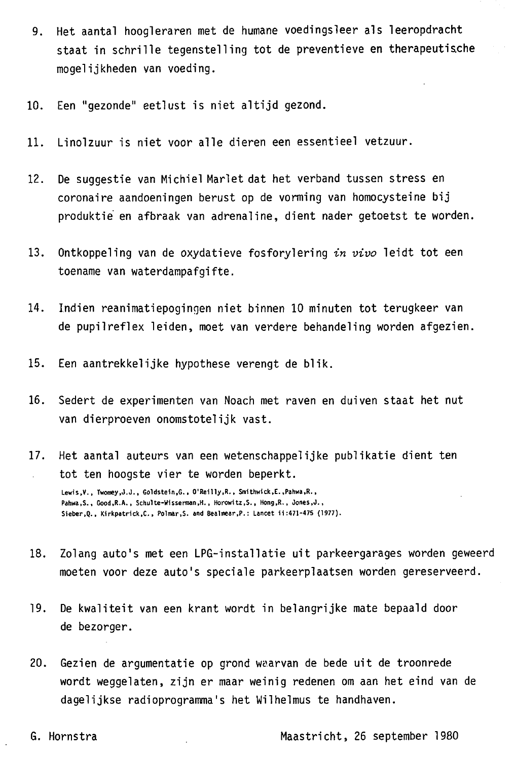9. Het aantal hoogleraren met de humane voedingsleer als leeropdracht staat in schrille tegenstelling tot de preventieve en therapeutische mogelijkheden van voeding.

10. Een "gezonde" eetlust is niet altijd gezond.

11. Linolzuur is niet voor alle dieren een essentieel vetzuur.

12. De suggestie van Michiel Marlet dat het verband tussen stress en coronaire aandoeningen berust op de vorming van homocysteine bij produktie en afbraak van adrenaline, dient nader getoetst te worden.

13. Ontkoppeling van de oxydatieve fosforylering *in vivo* leidt tot een toename van waterdampafgifte.

14. Indien reanimatiepogingen niet binnen 10 minuten tot terugkeer van de pupilreflex leiden, moet van verdere behandeling worden afgezien.

15. Een aantrekkelijke hypothese verengt de blik.

16. Sedert de experimenten van Noach met raven en duiven staat het nut van dierproeven onomstotelijk vast.

17. Het aantal auteurs van een wetenschappelijke publikatie dient ten tot ten hoogste vier te worden beperkt.

    Lewis,V., Twomey,J.J., Goldstein,G., O'Reilly,R., Smithwick,E.,Pahwa,R., Pahwa,S., Good,R.A., Schulte-Wisserman,H., Horowitz,S., Hong,R., Jones,J., Sieber,Q., Kirkpatrick,C., Polmar,S. and Bealmear,P.: Lancet ii:471-475 (1977).

18. Zolang auto's met een LPG-installatie uit parkeergarages worden geweerd moeten voor deze auto's speciale parkeerplaatsen worden gereserveerd.

19. De kwaliteit van een krant wordt in belangrijke mate bepaald door de bezorger.

20. Gezien de argumentatie op grond waarvan de bede uit de troonrede wordt weggelaten, zijn er maar weinig redenen om aan het eind van de dagelijkse radioprogramma's het Wilhelmus te handhaven.

G. Hornstra

Maastricht, 26 september 1980